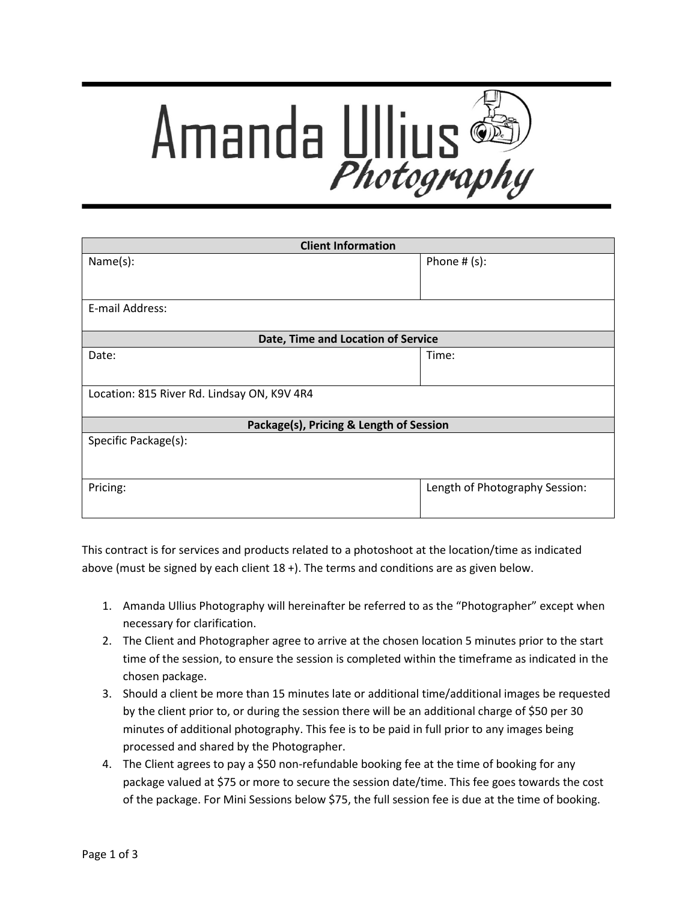# Amanda Ullius Photography

| Client Information | |
|---|---|
| Name(s): | Phone # (s): |
| E-mail Address: | |
| **Date, Time and Location of Service** | |
| Date: | Time: |
| Location: 815 River Rd. Lindsay ON, K9V 4R4 | |
| **Package(s), Pricing & Length of Session** | |
| Specific Package(s): | |
| Pricing: | Length of Photography Session: |

This contract is for services and products related to a photoshoot at the location/time as indicated above (must be signed by each client 18 +). The terms and conditions are as given below.

1. Amanda Ullius Photography will hereinafter be referred to as the "Photographer" except when necessary for clarification.
2. The Client and Photographer agree to arrive at the chosen location 5 minutes prior to the start time of the session, to ensure the session is completed within the timeframe as indicated in the chosen package.
3. Should a client be more than 15 minutes late or additional time/additional images be requested by the client prior to, or during the session there will be an additional charge of $50 per 30 minutes of additional photography. This fee is to be paid in full prior to any images being processed and shared by the Photographer.
4. The Client agrees to pay a $50 non-refundable booking fee at the time of booking for any package valued at $75 or more to secure the session date/time. This fee goes towards the cost of the package. For Mini Sessions below $75, the full session fee is due at the time of booking.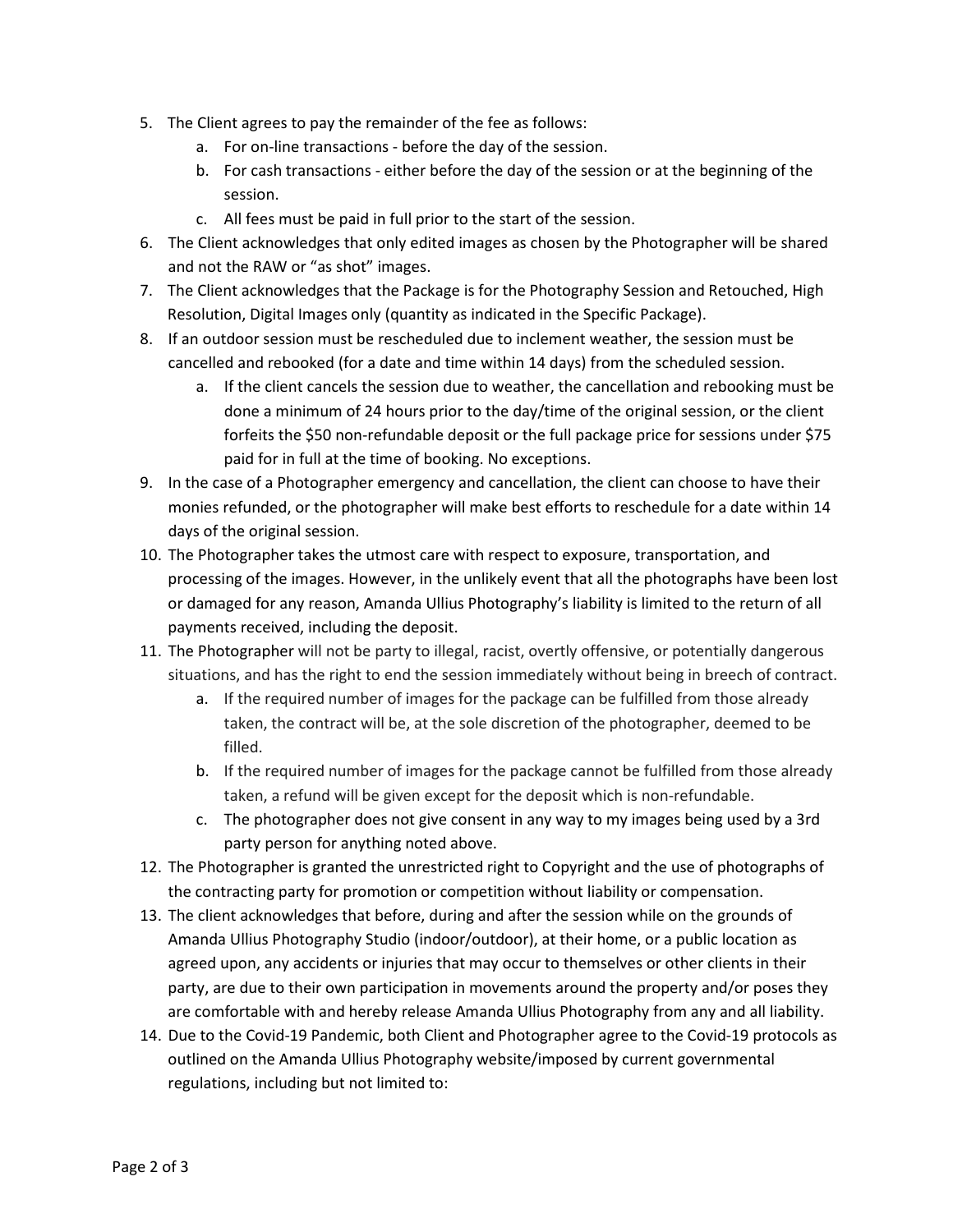5. The Client agrees to pay the remainder of the fee as follows:
    a. For on-line transactions - before the day of the session.
    b. For cash transactions - either before the day of the session or at the beginning of the session.
    c. All fees must be paid in full prior to the start of the session.
6. The Client acknowledges that only edited images as chosen by the Photographer will be shared and not the RAW or "as shot" images.
7. The Client acknowledges that the Package is for the Photography Session and Retouched, High Resolution, Digital Images only (quantity as indicated in the Specific Package).
8. If an outdoor session must be rescheduled due to inclement weather, the session must be cancelled and rebooked (for a date and time within 14 days) from the scheduled session.
    a. If the client cancels the session due to weather, the cancellation and rebooking must be done a minimum of 24 hours prior to the day/time of the original session, or the client forfeits the $50 non-refundable deposit or the full package price for sessions under $75 paid for in full at the time of booking. No exceptions.
9. In the case of a Photographer emergency and cancellation, the client can choose to have their monies refunded, or the photographer will make best efforts to reschedule for a date within 14 days of the original session.
10. The Photographer takes the utmost care with respect to exposure, transportation, and processing of the images. However, in the unlikely event that all the photographs have been lost or damaged for any reason, Amanda Ullius Photography's liability is limited to the return of all payments received, including the deposit.
11. The Photographer will not be party to illegal, racist, overtly offensive, or potentially dangerous situations, and has the right to end the session immediately without being in breech of contract.
    a. If the required number of images for the package can be fulfilled from those already taken, the contract will be, at the sole discretion of the photographer, deemed to be filled.
    b. If the required number of images for the package cannot be fulfilled from those already taken, a refund will be given except for the deposit which is non-refundable.
    c. The photographer does not give consent in any way to my images being used by a 3rd party person for anything noted above.
12. The Photographer is granted the unrestricted right to Copyright and the use of photographs of the contracting party for promotion or competition without liability or compensation.
13. The client acknowledges that before, during and after the session while on the grounds of Amanda Ullius Photography Studio (indoor/outdoor), at their home, or a public location as agreed upon, any accidents or injuries that may occur to themselves or other clients in their party, are due to their own participation in movements around the property and/or poses they are comfortable with and hereby release Amanda Ullius Photography from any and all liability.
14. Due to the Covid-19 Pandemic, both Client and Photographer agree to the Covid-19 protocols as outlined on the Amanda Ullius Photography website/imposed by current governmental regulations, including but not limited to: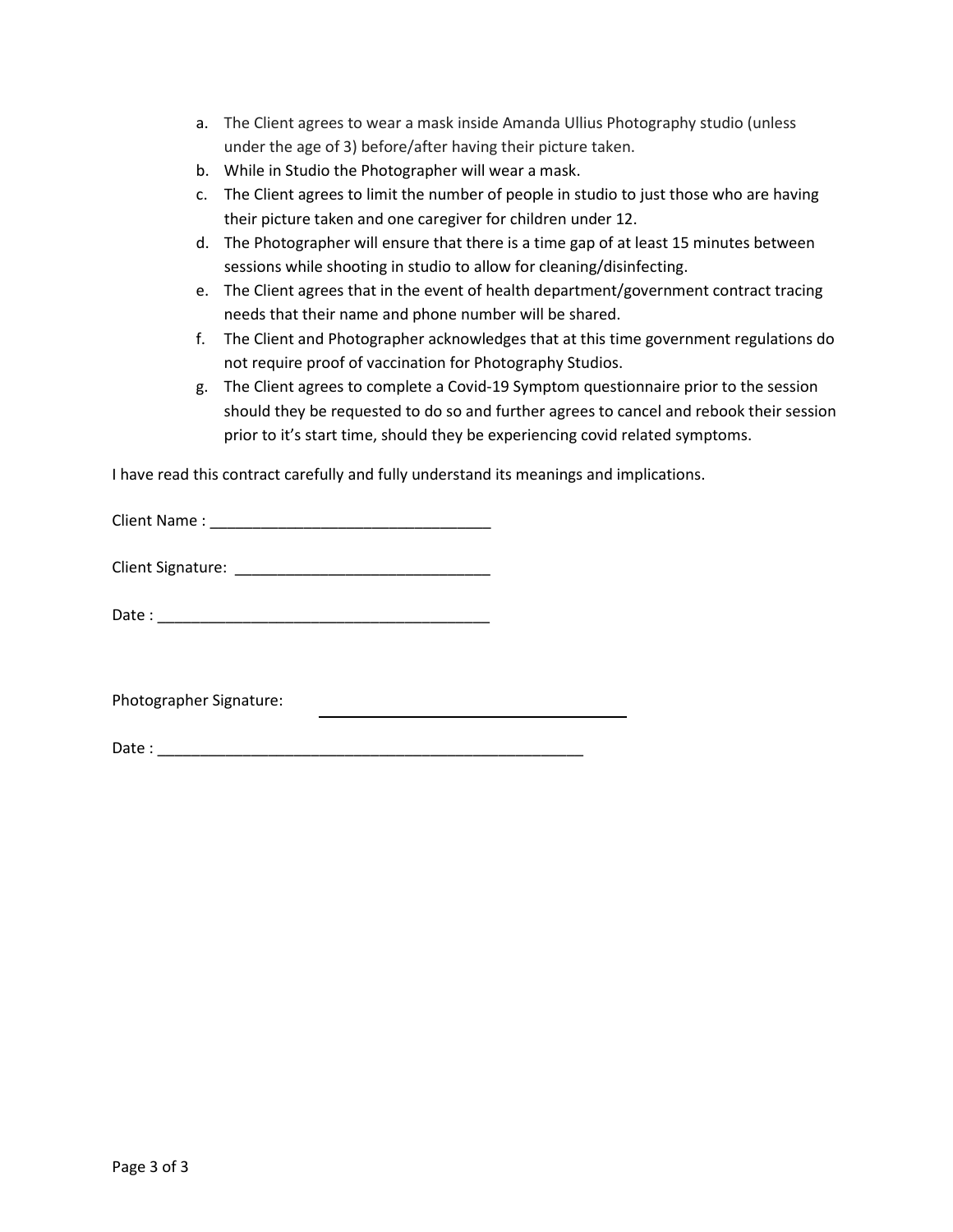a. The Client agrees to wear a mask inside Amanda Ullius Photography studio (unless under the age of 3) before/after having their picture taken.
b. While in Studio the Photographer will wear a mask.
c. The Client agrees to limit the number of people in studio to just those who are having their picture taken and one caregiver for children under 12.
d. The Photographer will ensure that there is a time gap of at least 15 minutes between sessions while shooting in studio to allow for cleaning/disinfecting.
e. The Client agrees that in the event of health department/government contract tracing needs that their name and phone number will be shared.
f. The Client and Photographer acknowledges that at this time government regulations do not require proof of vaccination for Photography Studios.
g. The Client agrees to complete a Covid-19 Symptom questionnaire prior to the session should they be requested to do so and further agrees to cancel and rebook their session prior to it's start time, should they be experiencing covid related symptoms.

I have read this contract carefully and fully understand its meanings and implications.

Client Name : _________________________________

Client Signature: ______________________________

Date : ________________________________________

Photographer Signature: ______________________________

Date : ____________________________________________________